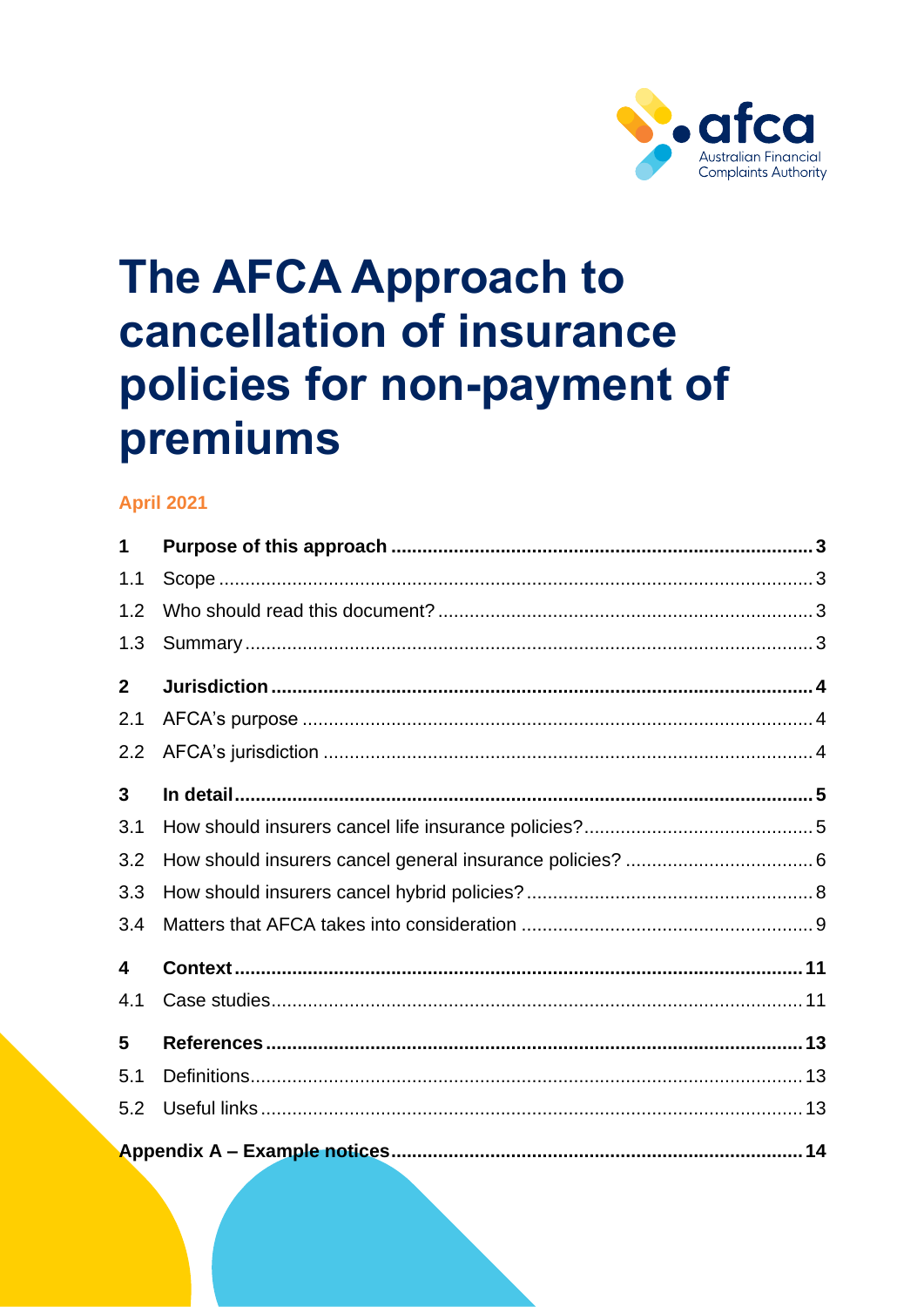# The AFCA Approach to cancellation of insurance policies for non-payment of premiums

**April 2021**

| | | |
|---|---|---|
| **1** | **Purpose of this approach** | **3** |
| 1.1 | Scope | 3 |
| 1.2 | Who should read this document? | 3 |
| 1.3 | Summary | 3 |
| **2** | **Jurisdiction** | **4** |
| 2.1 | AFCA's purpose | 4 |
| 2.2 | AFCA's jurisdiction | 4 |
| **3** | **In detail** | **5** |
| 3.1 | How should insurers cancel life insurance policies? | 5 |
| 3.2 | How should insurers cancel general insurance policies? | 6 |
| 3.3 | How should insurers cancel hybrid policies? | 8 |
| 3.4 | Matters that AFCA takes into consideration | 9 |
| **4** | **Context** | **11** |
| 4.1 | Case studies | 11 |
| **5** | **References** | **13** |
| 5.1 | Definitions | 13 |
| 5.2 | Useful links | 13 |
| **Appendix A – Example notices** | | **14** |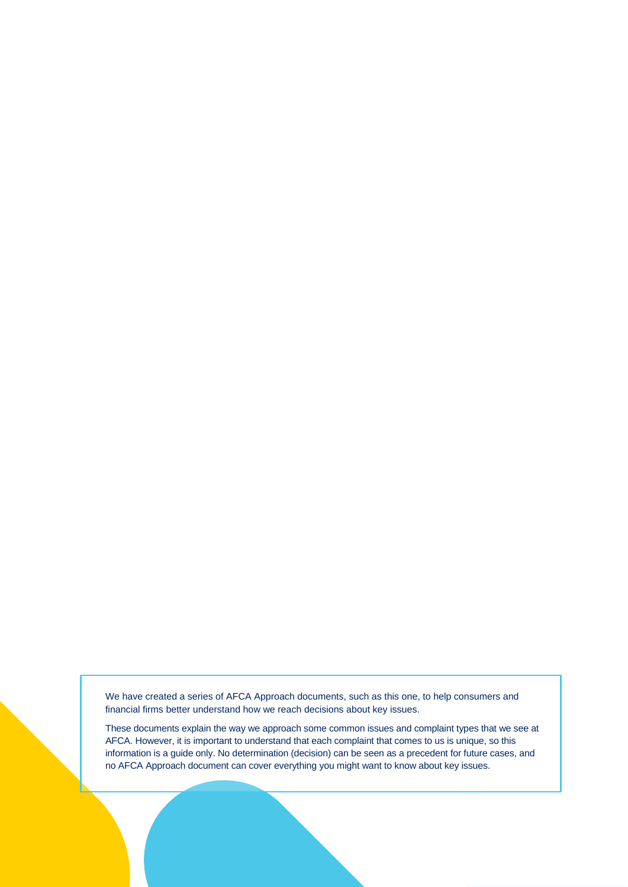We have created a series of AFCA Approach documents, such as this one, to help consumers and financial firms better understand how we reach decisions about key issues.

These documents explain the way we approach some common issues and complaint types that we see at AFCA. However, it is important to understand that each complaint that comes to us is unique, so this information is a guide only. No determination (decision) can be seen as a precedent for future cases, and no AFCA Approach document can cover everything you might want to know about key issues.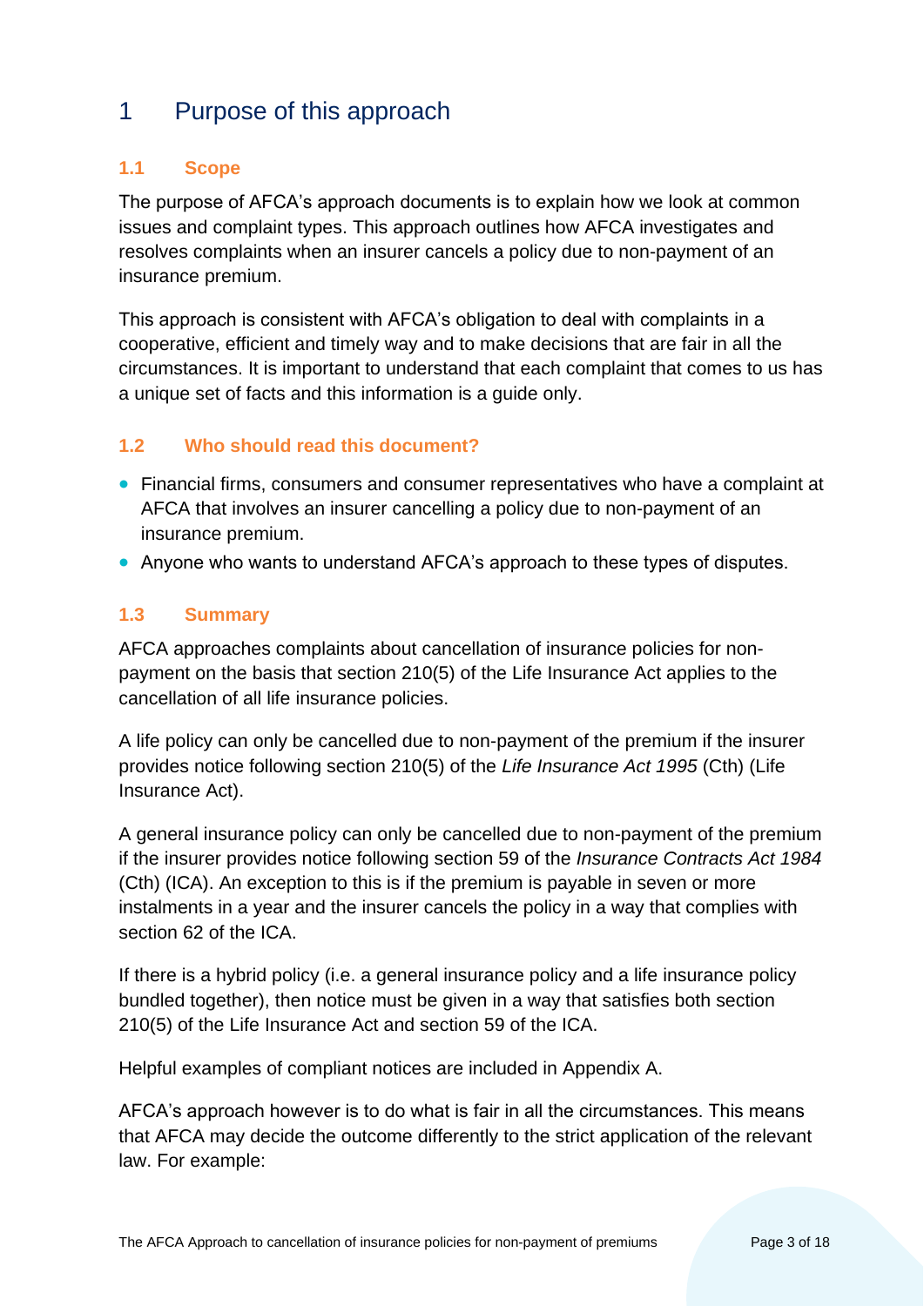# 1 Purpose of this approach

## 1.1 Scope

The purpose of AFCA's approach documents is to explain how we look at common issues and complaint types. This approach outlines how AFCA investigates and resolves complaints when an insurer cancels a policy due to non-payment of an insurance premium.

This approach is consistent with AFCA's obligation to deal with complaints in a cooperative, efficient and timely way and to make decisions that are fair in all the circumstances. It is important to understand that each complaint that comes to us has a unique set of facts and this information is a guide only.

## 1.2 Who should read this document?

- Financial firms, consumers and consumer representatives who have a complaint at AFCA that involves an insurer cancelling a policy due to non-payment of an insurance premium.
- Anyone who wants to understand AFCA's approach to these types of disputes.

## 1.3 Summary

AFCA approaches complaints about cancellation of insurance policies for non-payment on the basis that section 210(5) of the Life Insurance Act applies to the cancellation of all life insurance policies.

A life policy can only be cancelled due to non-payment of the premium if the insurer provides notice following section 210(5) of the *Life Insurance Act 1995* (Cth) (Life Insurance Act).

A general insurance policy can only be cancelled due to non-payment of the premium if the insurer provides notice following section 59 of the *Insurance Contracts Act 1984* (Cth) (ICA). An exception to this is if the premium is payable in seven or more instalments in a year and the insurer cancels the policy in a way that complies with section 62 of the ICA.

If there is a hybrid policy (i.e. a general insurance policy and a life insurance policy bundled together), then notice must be given in a way that satisfies both section 210(5) of the Life Insurance Act and section 59 of the ICA.

Helpful examples of compliant notices are included in Appendix A.

AFCA's approach however is to do what is fair in all the circumstances. This means that AFCA may decide the outcome differently to the strict application of the relevant law. For example: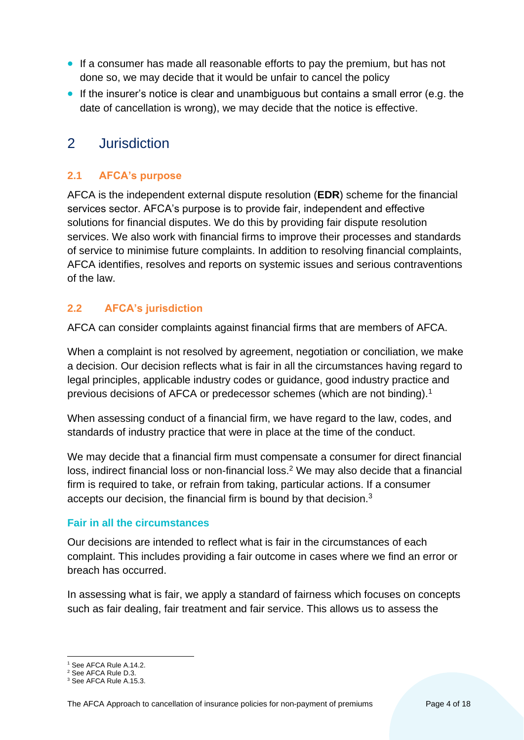- If a consumer has made all reasonable efforts to pay the premium, but has not done so, we may decide that it would be unfair to cancel the policy
- If the insurer's notice is clear and unambiguous but contains a small error (e.g. the date of cancellation is wrong), we may decide that the notice is effective.

# 2 Jurisdiction

## 2.1 AFCA's purpose

AFCA is the independent external dispute resolution (**EDR**) scheme for the financial services sector. AFCA's purpose is to provide fair, independent and effective solutions for financial disputes. We do this by providing fair dispute resolution services. We also work with financial firms to improve their processes and standards of service to minimise future complaints. In addition to resolving financial complaints, AFCA identifies, resolves and reports on systemic issues and serious contraventions of the law.

## 2.2 AFCA's jurisdiction

AFCA can consider complaints against financial firms that are members of AFCA.

When a complaint is not resolved by agreement, negotiation or conciliation, we make a decision. Our decision reflects what is fair in all the circumstances having regard to legal principles, applicable industry codes or guidance, good industry practice and previous decisions of AFCA or predecessor schemes (which are not binding).[1]

When assessing conduct of a financial firm, we have regard to the law, codes, and standards of industry practice that were in place at the time of the conduct.

We may decide that a financial firm must compensate a consumer for direct financial loss, indirect financial loss or non-financial loss.[2] We may also decide that a financial firm is required to take, or refrain from taking, particular actions. If a consumer accepts our decision, the financial firm is bound by that decision.[3]

### Fair in all the circumstances

Our decisions are intended to reflect what is fair in the circumstances of each complaint. This includes providing a fair outcome in cases where we find an error or breach has occurred.

In assessing what is fair, we apply a standard of fairness which focuses on concepts such as fair dealing, fair treatment and fair service. This allows us to assess the

---

[1] See AFCA Rule A.14.2.
[2] See AFCA Rule D.3.
[3] See AFCA Rule A.15.3.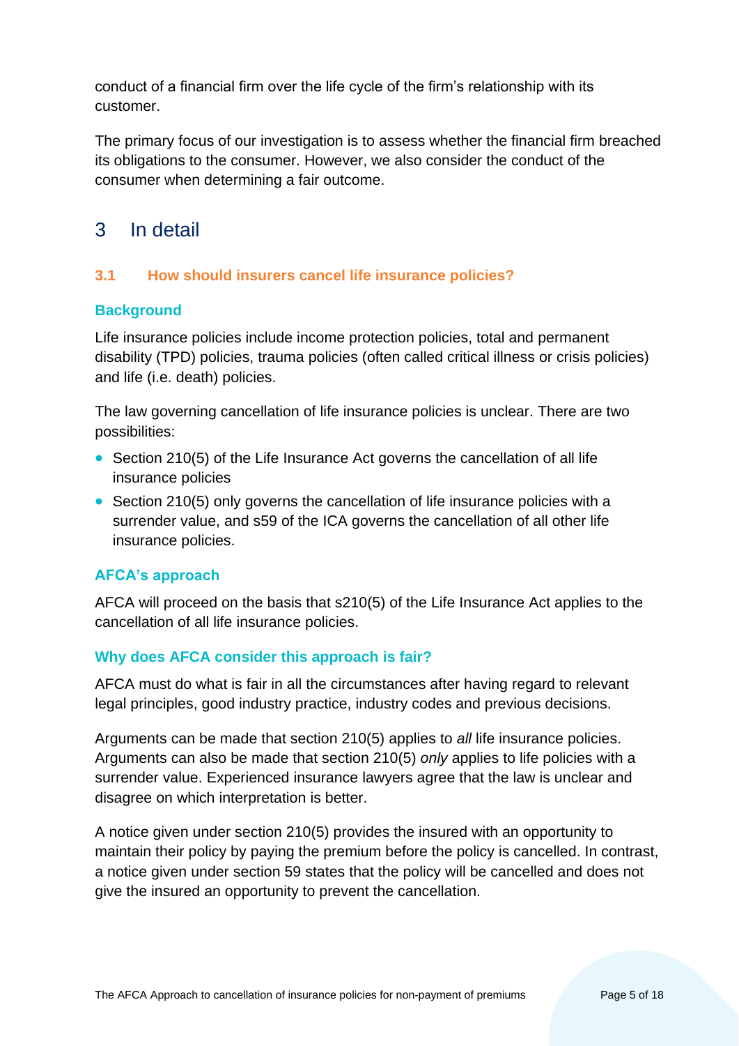conduct of a financial firm over the life cycle of the firm's relationship with its customer.

The primary focus of our investigation is to assess whether the financial firm breached its obligations to the consumer. However, we also consider the conduct of the consumer when determining a fair outcome.

## 3 In detail

### 3.1 How should insurers cancel life insurance policies?

#### Background

Life insurance policies include income protection policies, total and permanent disability (TPD) policies, trauma policies (often called critical illness or crisis policies) and life (i.e. death) policies.

The law governing cancellation of life insurance policies is unclear. There are two possibilities:

- Section 210(5) of the Life Insurance Act governs the cancellation of all life insurance policies
- Section 210(5) only governs the cancellation of life insurance policies with a surrender value, and s59 of the ICA governs the cancellation of all other life insurance policies.

#### AFCA's approach

AFCA will proceed on the basis that s210(5) of the Life Insurance Act applies to the cancellation of all life insurance policies.

#### Why does AFCA consider this approach is fair?

AFCA must do what is fair in all the circumstances after having regard to relevant legal principles, good industry practice, industry codes and previous decisions.

Arguments can be made that section 210(5) applies to *all* life insurance policies. Arguments can also be made that section 210(5) *only* applies to life policies with a surrender value. Experienced insurance lawyers agree that the law is unclear and disagree on which interpretation is better.

A notice given under section 210(5) provides the insured with an opportunity to maintain their policy by paying the premium before the policy is cancelled. In contrast, a notice given under section 59 states that the policy will be cancelled and does not give the insured an opportunity to prevent the cancellation.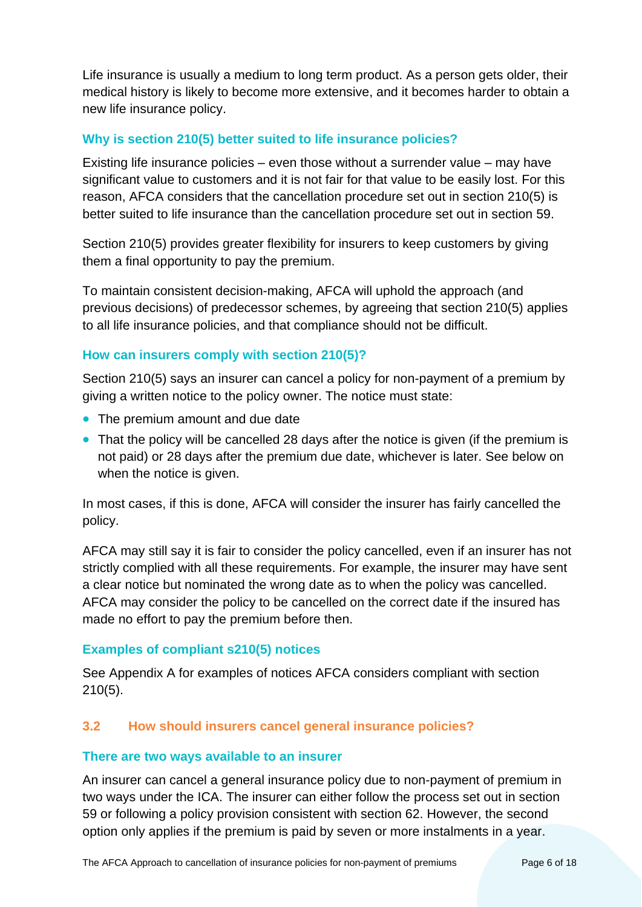Life insurance is usually a medium to long term product. As a person gets older, their medical history is likely to become more extensive, and it becomes harder to obtain a new life insurance policy.

### Why is section 210(5) better suited to life insurance policies?

Existing life insurance policies – even those without a surrender value – may have significant value to customers and it is not fair for that value to be easily lost. For this reason, AFCA considers that the cancellation procedure set out in section 210(5) is better suited to life insurance than the cancellation procedure set out in section 59.

Section 210(5) provides greater flexibility for insurers to keep customers by giving them a final opportunity to pay the premium.

To maintain consistent decision-making, AFCA will uphold the approach (and previous decisions) of predecessor schemes, by agreeing that section 210(5) applies to all life insurance policies, and that compliance should not be difficult.

### How can insurers comply with section 210(5)?

Section 210(5) says an insurer can cancel a policy for non-payment of a premium by giving a written notice to the policy owner. The notice must state:

- The premium amount and due date
- That the policy will be cancelled 28 days after the notice is given (if the premium is not paid) or 28 days after the premium due date, whichever is later. See below on when the notice is given.

In most cases, if this is done, AFCA will consider the insurer has fairly cancelled the policy.

AFCA may still say it is fair to consider the policy cancelled, even if an insurer has not strictly complied with all these requirements. For example, the insurer may have sent a clear notice but nominated the wrong date as to when the policy was cancelled. AFCA may consider the policy to be cancelled on the correct date if the insured has made no effort to pay the premium before then.

### Examples of compliant s210(5) notices

See Appendix A for examples of notices AFCA considers compliant with section 210(5).

## 3.2 How should insurers cancel general insurance policies?

### There are two ways available to an insurer

An insurer can cancel a general insurance policy due to non-payment of premium in two ways under the ICA. The insurer can either follow the process set out in section 59 or following a policy provision consistent with section 62. However, the second option only applies if the premium is paid by seven or more instalments in a year.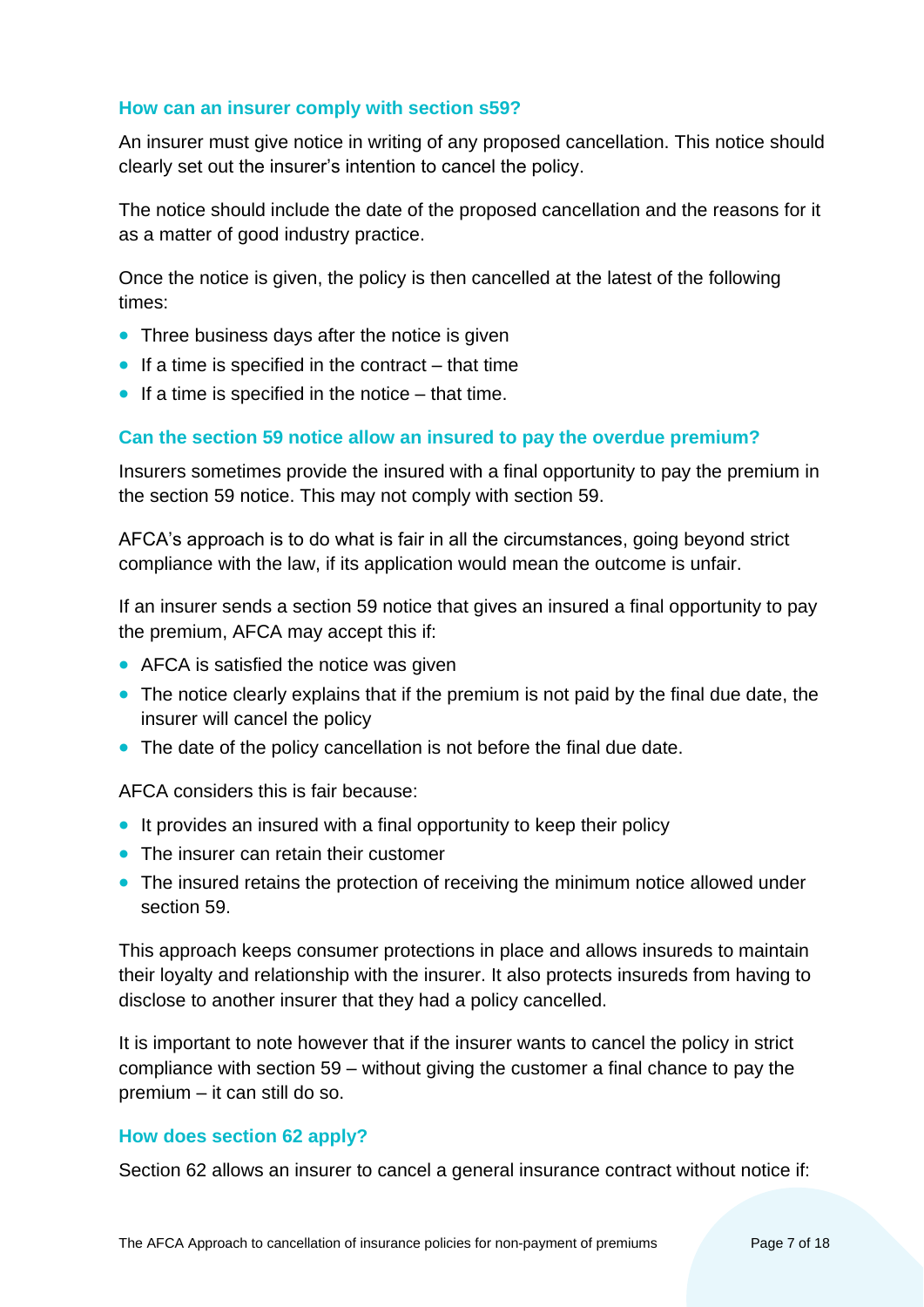### How can an insurer comply with section s59?

An insurer must give notice in writing of any proposed cancellation. This notice should clearly set out the insurer's intention to cancel the policy.

The notice should include the date of the proposed cancellation and the reasons for it as a matter of good industry practice.

Once the notice is given, the policy is then cancelled at the latest of the following times:

- Three business days after the notice is given
- If a time is specified in the contract – that time
- If a time is specified in the notice – that time.

### Can the section 59 notice allow an insured to pay the overdue premium?

Insurers sometimes provide the insured with a final opportunity to pay the premium in the section 59 notice. This may not comply with section 59.

AFCA's approach is to do what is fair in all the circumstances, going beyond strict compliance with the law, if its application would mean the outcome is unfair.

If an insurer sends a section 59 notice that gives an insured a final opportunity to pay the premium, AFCA may accept this if:

- AFCA is satisfied the notice was given
- The notice clearly explains that if the premium is not paid by the final due date, the insurer will cancel the policy
- The date of the policy cancellation is not before the final due date.

AFCA considers this is fair because:

- It provides an insured with a final opportunity to keep their policy
- The insurer can retain their customer
- The insured retains the protection of receiving the minimum notice allowed under section 59.

This approach keeps consumer protections in place and allows insureds to maintain their loyalty and relationship with the insurer. It also protects insureds from having to disclose to another insurer that they had a policy cancelled.

It is important to note however that if the insurer wants to cancel the policy in strict compliance with section 59 – without giving the customer a final chance to pay the premium – it can still do so.

### How does section 62 apply?

Section 62 allows an insurer to cancel a general insurance contract without notice if: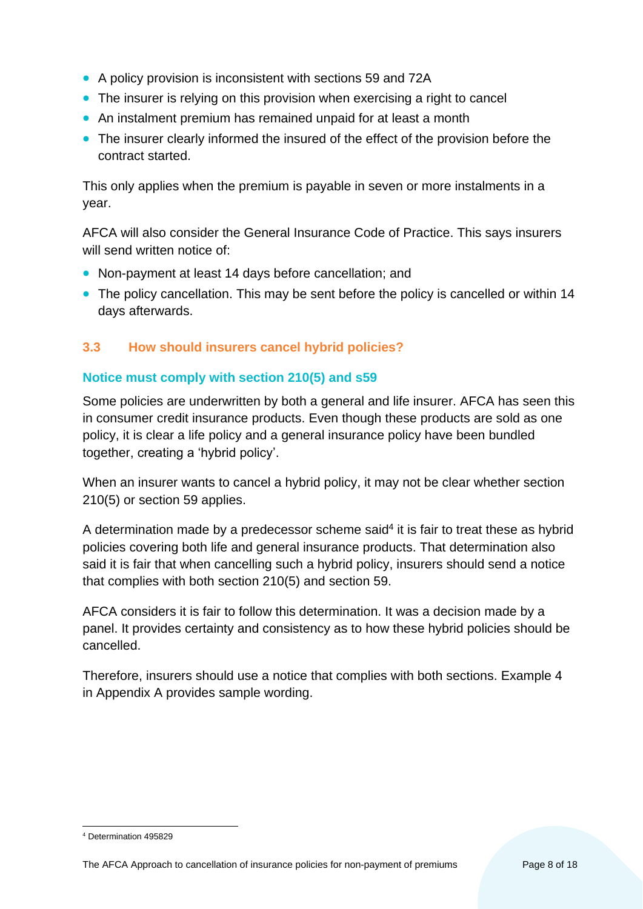- A policy provision is inconsistent with sections 59 and 72A
- The insurer is relying on this provision when exercising a right to cancel
- An instalment premium has remained unpaid for at least a month
- The insurer clearly informed the insured of the effect of the provision before the contract started.

This only applies when the premium is payable in seven or more instalments in a year.

AFCA will also consider the General Insurance Code of Practice. This says insurers will send written notice of:

- Non-payment at least 14 days before cancellation; and
- The policy cancellation. This may be sent before the policy is cancelled or within 14 days afterwards.

## 3.3 How should insurers cancel hybrid policies?

### Notice must comply with section 210(5) and s59

Some policies are underwritten by both a general and life insurer. AFCA has seen this in consumer credit insurance products. Even though these products are sold as one policy, it is clear a life policy and a general insurance policy have been bundled together, creating a 'hybrid policy'.

When an insurer wants to cancel a hybrid policy, it may not be clear whether section 210(5) or section 59 applies.

A determination made by a predecessor scheme said[4] it is fair to treat these as hybrid policies covering both life and general insurance products. That determination also said it is fair that when cancelling such a hybrid policy, insurers should send a notice that complies with both section 210(5) and section 59.

AFCA considers it is fair to follow this determination. It was a decision made by a panel. It provides certainty and consistency as to how these hybrid policies should be cancelled.

Therefore, insurers should use a notice that complies with both sections. Example 4 in Appendix A provides sample wording.

[4] Determination 495829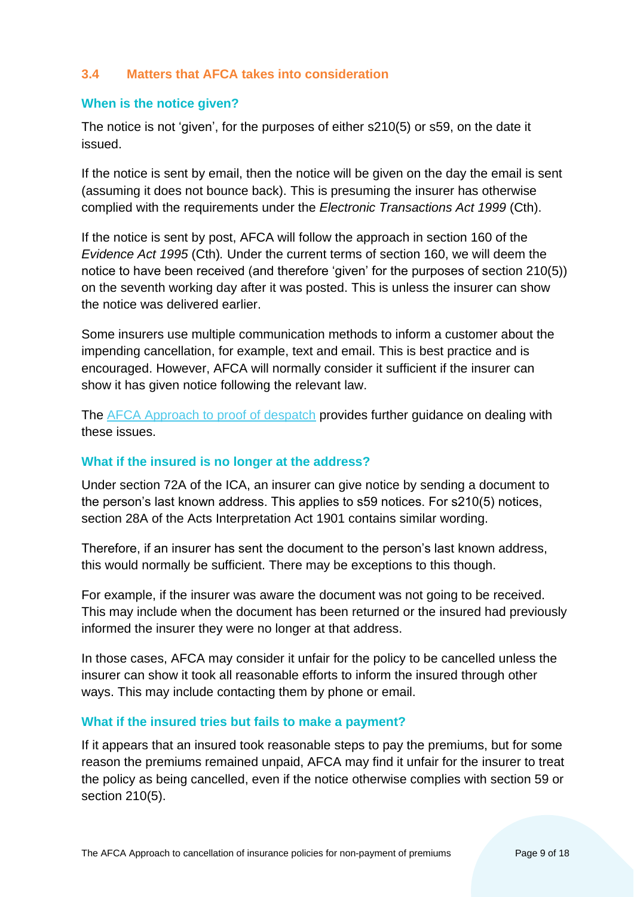## 3.4 Matters that AFCA takes into consideration

### When is the notice given?

The notice is not 'given', for the purposes of either s210(5) or s59, on the date it issued.

If the notice is sent by email, then the notice will be given on the day the email is sent (assuming it does not bounce back). This is presuming the insurer has otherwise complied with the requirements under the *Electronic Transactions Act 1999* (Cth).

If the notice is sent by post, AFCA will follow the approach in section 160 of the *Evidence Act 1995* (Cth). Under the current terms of section 160, we will deem the notice to have been received (and therefore 'given' for the purposes of section 210(5)) on the seventh working day after it was posted. This is unless the insurer can show the notice was delivered earlier.

Some insurers use multiple communication methods to inform a customer about the impending cancellation, for example, text and email. This is best practice and is encouraged. However, AFCA will normally consider it sufficient if the insurer can show it has given notice following the relevant law.

The [AFCA Approach to proof of despatch]() provides further guidance on dealing with these issues.

### What if the insured is no longer at the address?

Under section 72A of the ICA, an insurer can give notice by sending a document to the person's last known address. This applies to s59 notices. For s210(5) notices, section 28A of the Acts Interpretation Act 1901 contains similar wording.

Therefore, if an insurer has sent the document to the person's last known address, this would normally be sufficient. There may be exceptions to this though.

For example, if the insurer was aware the document was not going to be received. This may include when the document has been returned or the insured had previously informed the insurer they were no longer at that address.

In those cases, AFCA may consider it unfair for the policy to be cancelled unless the insurer can show it took all reasonable efforts to inform the insured through other ways. This may include contacting them by phone or email.

### What if the insured tries but fails to make a payment?

If it appears that an insured took reasonable steps to pay the premiums, but for some reason the premiums remained unpaid, AFCA may find it unfair for the insurer to treat the policy as being cancelled, even if the notice otherwise complies with section 59 or section 210(5).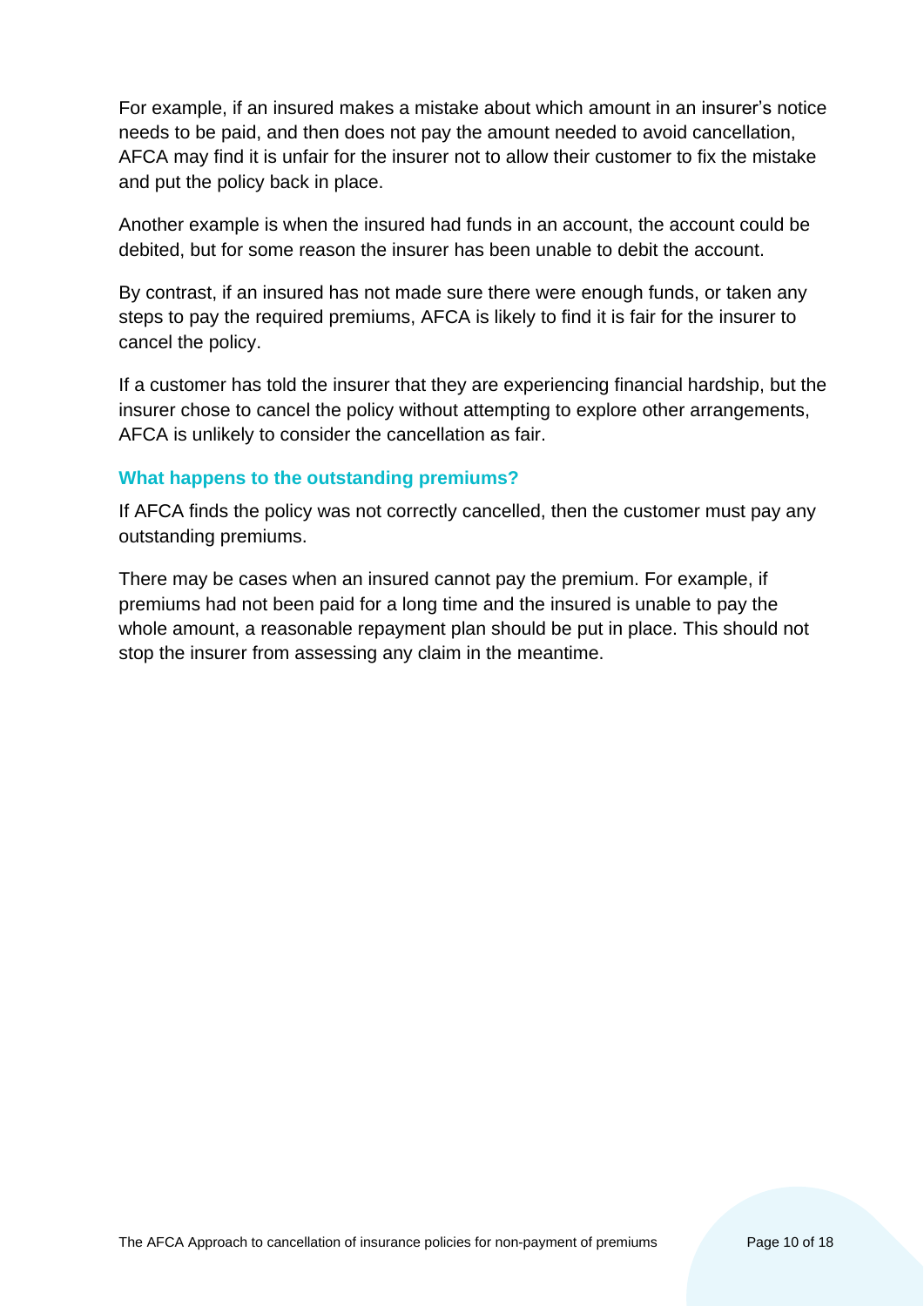For example, if an insured makes a mistake about which amount in an insurer's notice needs to be paid, and then does not pay the amount needed to avoid cancellation, AFCA may find it is unfair for the insurer not to allow their customer to fix the mistake and put the policy back in place.

Another example is when the insured had funds in an account, the account could be debited, but for some reason the insurer has been unable to debit the account.

By contrast, if an insured has not made sure there were enough funds, or taken any steps to pay the required premiums, AFCA is likely to find it is fair for the insurer to cancel the policy.

If a customer has told the insurer that they are experiencing financial hardship, but the insurer chose to cancel the policy without attempting to explore other arrangements, AFCA is unlikely to consider the cancellation as fair.

### What happens to the outstanding premiums?

If AFCA finds the policy was not correctly cancelled, then the customer must pay any outstanding premiums.

There may be cases when an insured cannot pay the premium. For example, if premiums had not been paid for a long time and the insured is unable to pay the whole amount, a reasonable repayment plan should be put in place. This should not stop the insurer from assessing any claim in the meantime.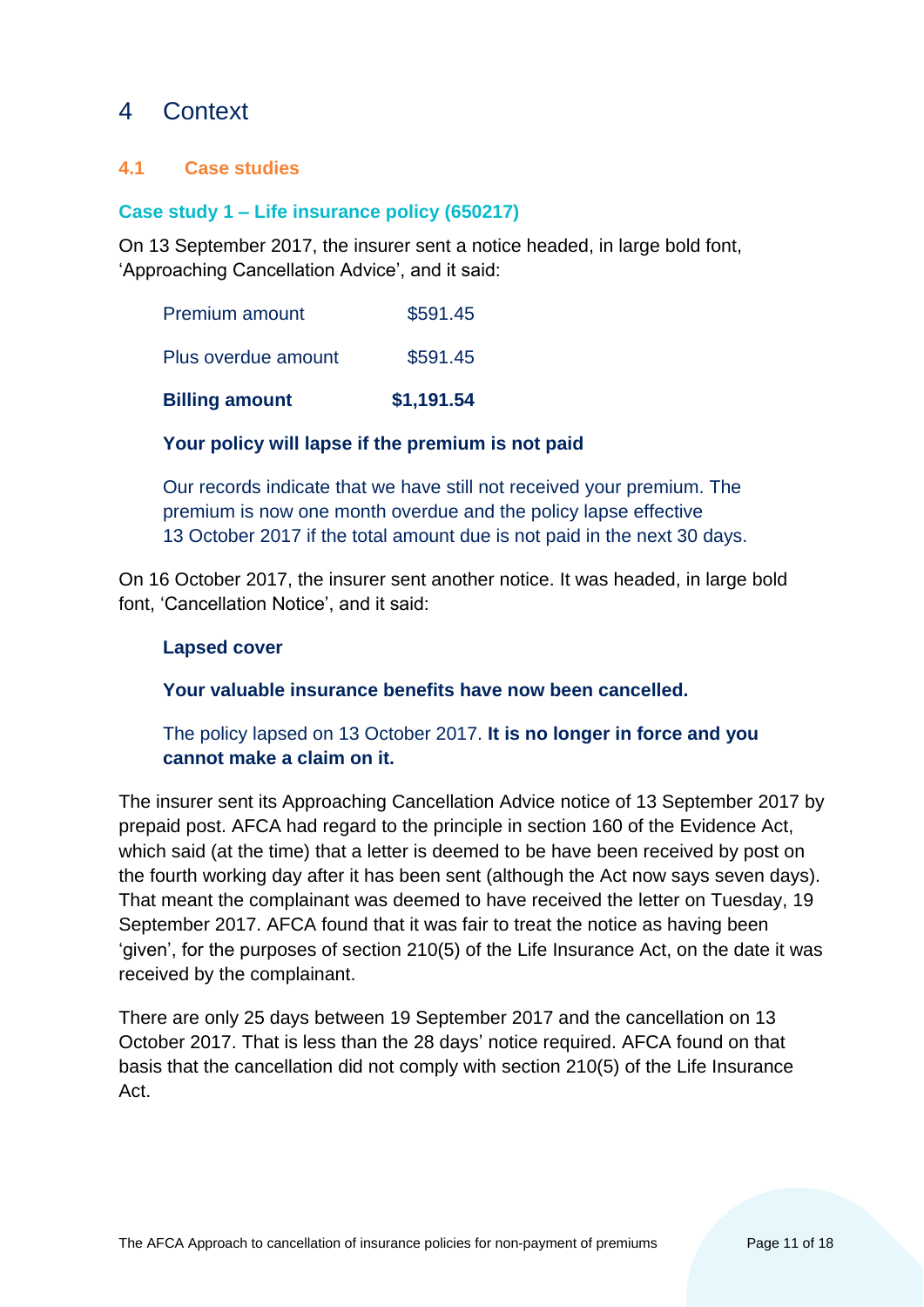# 4 Context

## 4.1 Case studies

### Case study 1 – Life insurance policy (650217)

On 13 September 2017, the insurer sent a notice headed, in large bold font, 'Approaching Cancellation Advice', and it said:

> | | |
> |---|---|
> | Premium amount | $591.45 |
> | Plus overdue amount | $591.45 |
> | **Billing amount** | **$1,191.54** |
>
> **Your policy will lapse if the premium is not paid**
>
> Our records indicate that we have still not received your premium. The premium is now one month overdue and the policy lapse effective 13 October 2017 if the total amount due is not paid in the next 30 days.

On 16 October 2017, the insurer sent another notice. It was headed, in large bold font, 'Cancellation Notice', and it said:

> **Lapsed cover**
>
> **Your valuable insurance benefits have now been cancelled.**
>
> The policy lapsed on 13 October 2017. **It is no longer in force and you cannot make a claim on it.**

The insurer sent its Approaching Cancellation Advice notice of 13 September 2017 by prepaid post. AFCA had regard to the principle in section 160 of the Evidence Act, which said (at the time) that a letter is deemed to be have been received by post on the fourth working day after it has been sent (although the Act now says seven days). That meant the complainant was deemed to have received the letter on Tuesday, 19 September 2017. AFCA found that it was fair to treat the notice as having been 'given', for the purposes of section 210(5) of the Life Insurance Act, on the date it was received by the complainant.

There are only 25 days between 19 September 2017 and the cancellation on 13 October 2017. That is less than the 28 days' notice required. AFCA found on that basis that the cancellation did not comply with section 210(5) of the Life Insurance Act.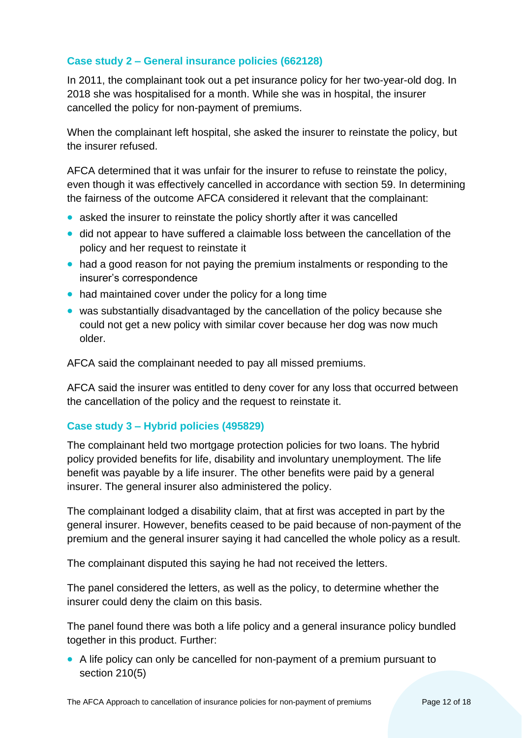### Case study 2 – General insurance policies (662128)

In 2011, the complainant took out a pet insurance policy for her two-year-old dog. In 2018 she was hospitalised for a month. While she was in hospital, the insurer cancelled the policy for non-payment of premiums.

When the complainant left hospital, she asked the insurer to reinstate the policy, but the insurer refused.

AFCA determined that it was unfair for the insurer to refuse to reinstate the policy, even though it was effectively cancelled in accordance with section 59. In determining the fairness of the outcome AFCA considered it relevant that the complainant:

- asked the insurer to reinstate the policy shortly after it was cancelled
- did not appear to have suffered a claimable loss between the cancellation of the policy and her request to reinstate it
- had a good reason for not paying the premium instalments or responding to the insurer's correspondence
- had maintained cover under the policy for a long time
- was substantially disadvantaged by the cancellation of the policy because she could not get a new policy with similar cover because her dog was now much older.

AFCA said the complainant needed to pay all missed premiums.

AFCA said the insurer was entitled to deny cover for any loss that occurred between the cancellation of the policy and the request to reinstate it.

### Case study 3 – Hybrid policies (495829)

The complainant held two mortgage protection policies for two loans. The hybrid policy provided benefits for life, disability and involuntary unemployment. The life benefit was payable by a life insurer. The other benefits were paid by a general insurer. The general insurer also administered the policy.

The complainant lodged a disability claim, that at first was accepted in part by the general insurer. However, benefits ceased to be paid because of non-payment of the premium and the general insurer saying it had cancelled the whole policy as a result.

The complainant disputed this saying he had not received the letters.

The panel considered the letters, as well as the policy, to determine whether the insurer could deny the claim on this basis.

The panel found there was both a life policy and a general insurance policy bundled together in this product. Further:

- A life policy can only be cancelled for non-payment of a premium pursuant to section 210(5)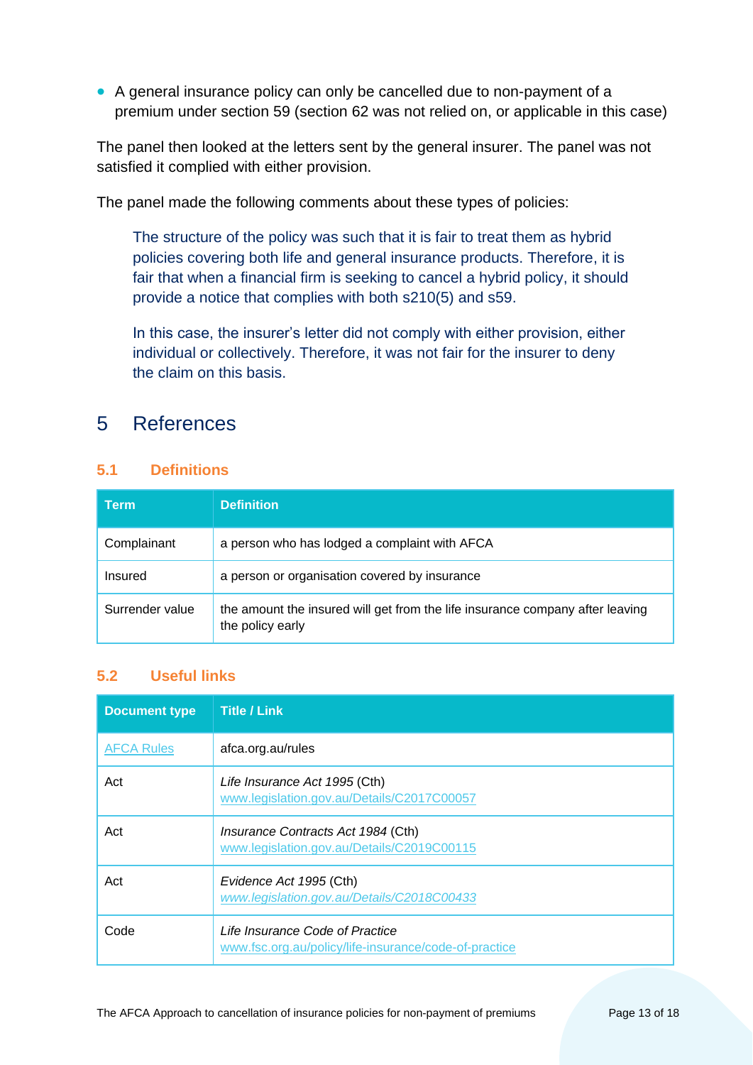- A general insurance policy can only be cancelled due to non-payment of a premium under section 59 (section 62 was not relied on, or applicable in this case)

The panel then looked at the letters sent by the general insurer. The panel was not satisfied it complied with either provision.

The panel made the following comments about these types of policies:

> The structure of the policy was such that it is fair to treat them as hybrid policies covering both life and general insurance products. Therefore, it is fair that when a financial firm is seeking to cancel a hybrid policy, it should provide a notice that complies with both s210(5) and s59.
>
> In this case, the insurer's letter did not comply with either provision, either individual or collectively. Therefore, it was not fair for the insurer to deny the claim on this basis.

# 5 References

## 5.1 Definitions

| Term | Definition |
| --- | --- |
| Complainant | a person who has lodged a complaint with AFCA |
| Insured | a person or organisation covered by insurance |
| Surrender value | the amount the insured will get from the life insurance company after leaving the policy early |

## 5.2 Useful links

| Document type | Title / Link |
| --- | --- |
| AFCA Rules | afca.org.au/rules |
| Act | *Life Insurance Act 1995* (Cth) www.legislation.gov.au/Details/C2017C00057 |
| Act | *Insurance Contracts Act 1984* (Cth) www.legislation.gov.au/Details/C2019C00115 |
| Act | *Evidence Act 1995* (Cth) *www.legislation.gov.au/Details/C2018C00433* |
| Code | *Life Insurance Code of Practice* www.fsc.org.au/policy/life-insurance/code-of-practice |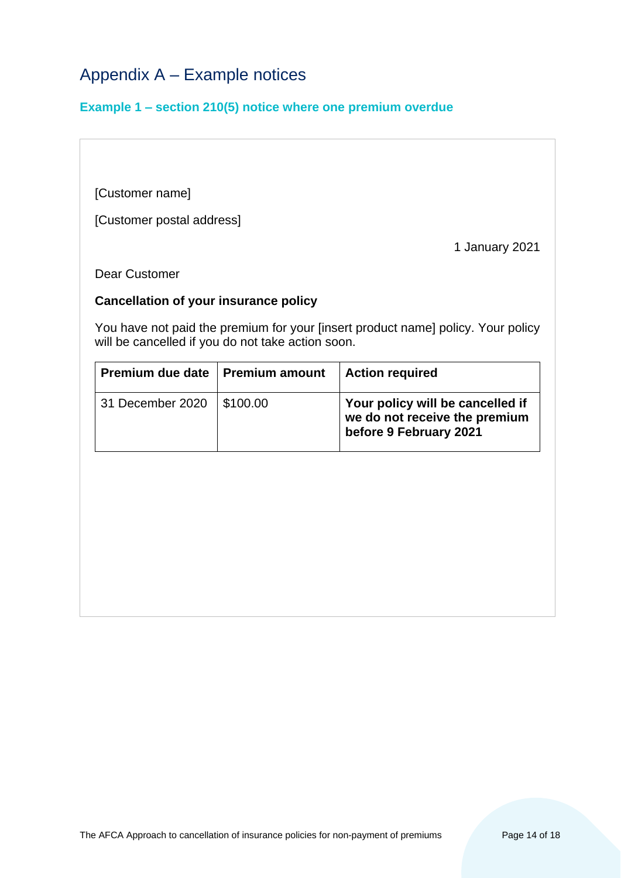# Appendix A – Example notices

### Example 1 – section 210(5) notice where one premium overdue

[Customer name]

[Customer postal address]

1 January 2021

Dear Customer

**Cancellation of your insurance policy**

You have not paid the premium for your [insert product name] policy. Your policy will be cancelled if you do not take action soon.

| Premium due date | Premium amount | Action required |
|---|---|---|
| 31 December 2020 | $100.00 | **Your policy will be cancelled if we do not receive the premium before 9 February 2021** |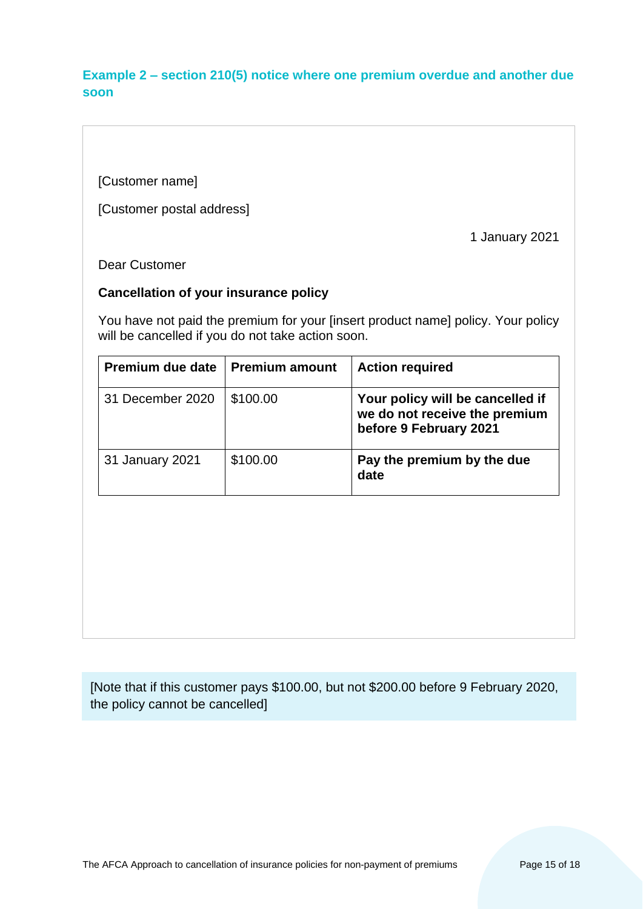### Example 2 – section 210(5) notice where one premium overdue and another due soon

[Customer name]

[Customer postal address]

1 January 2021

Dear Customer

**Cancellation of your insurance policy**

You have not paid the premium for your [insert product name] policy. Your policy will be cancelled if you do not take action soon.

| Premium due date | Premium amount | Action required |
|---|---|---|
| 31 December 2020 | $100.00 | **Your policy will be cancelled if we do not receive the premium before 9 February 2021** |
| 31 January 2021 | $100.00 | **Pay the premium by the due date** |

[Note that if this customer pays $100.00, but not $200.00 before 9 February 2020, the policy cannot be cancelled]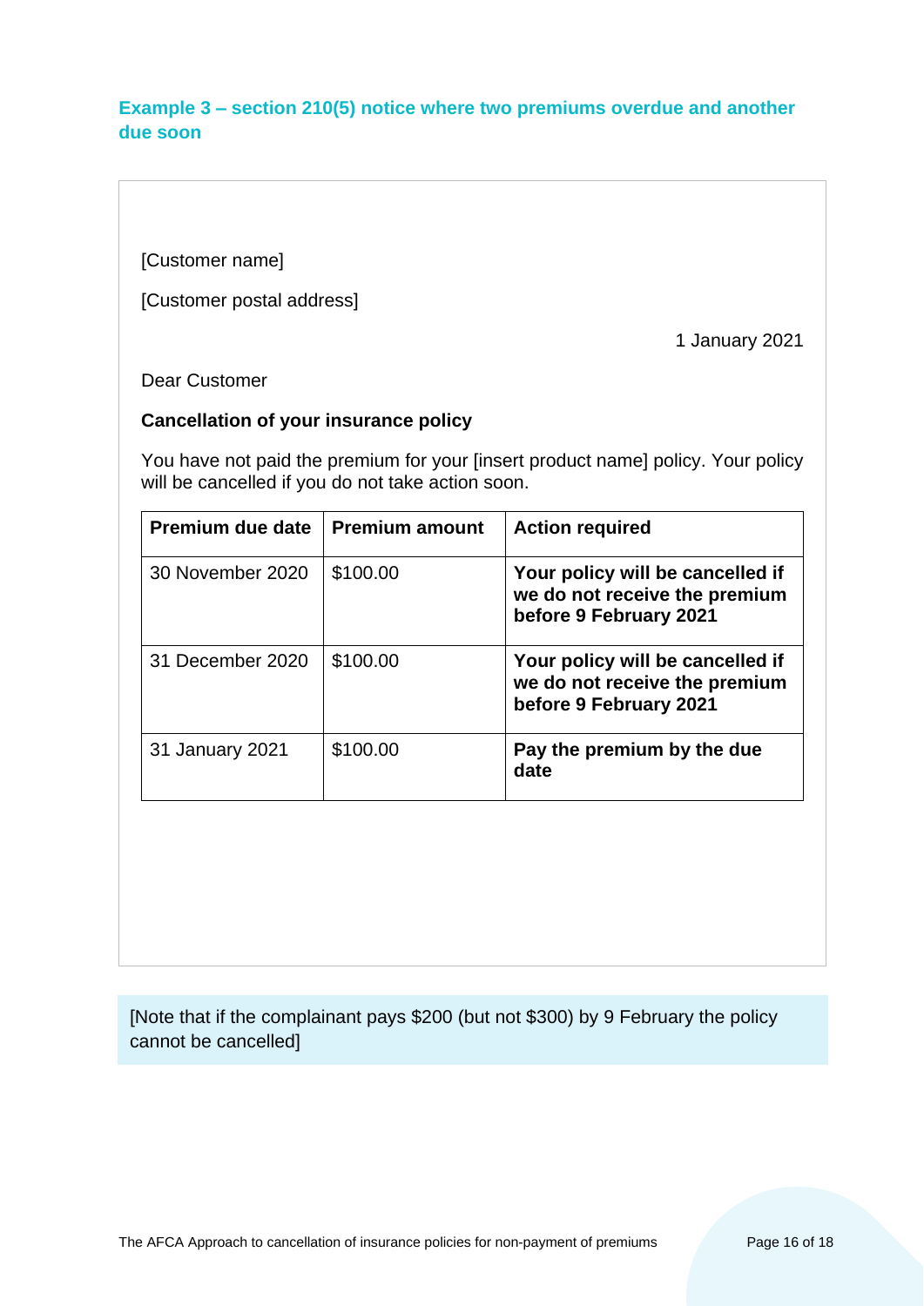### Example 3 – section 210(5) notice where two premiums overdue and another due soon

[Customer name]

[Customer postal address]

1 January 2021

Dear Customer

**Cancellation of your insurance policy**

You have not paid the premium for your [insert product name] policy. Your policy will be cancelled if you do not take action soon.

| Premium due date | Premium amount | Action required |
|---|---|---|
| 30 November 2020 | $100.00 | **Your policy will be cancelled if we do not receive the premium before 9 February 2021** |
| 31 December 2020 | $100.00 | **Your policy will be cancelled if we do not receive the premium before 9 February 2021** |
| 31 January 2021 | $100.00 | **Pay the premium by the due date** |

[Note that if the complainant pays $200 (but not $300) by 9 February the policy cannot be cancelled]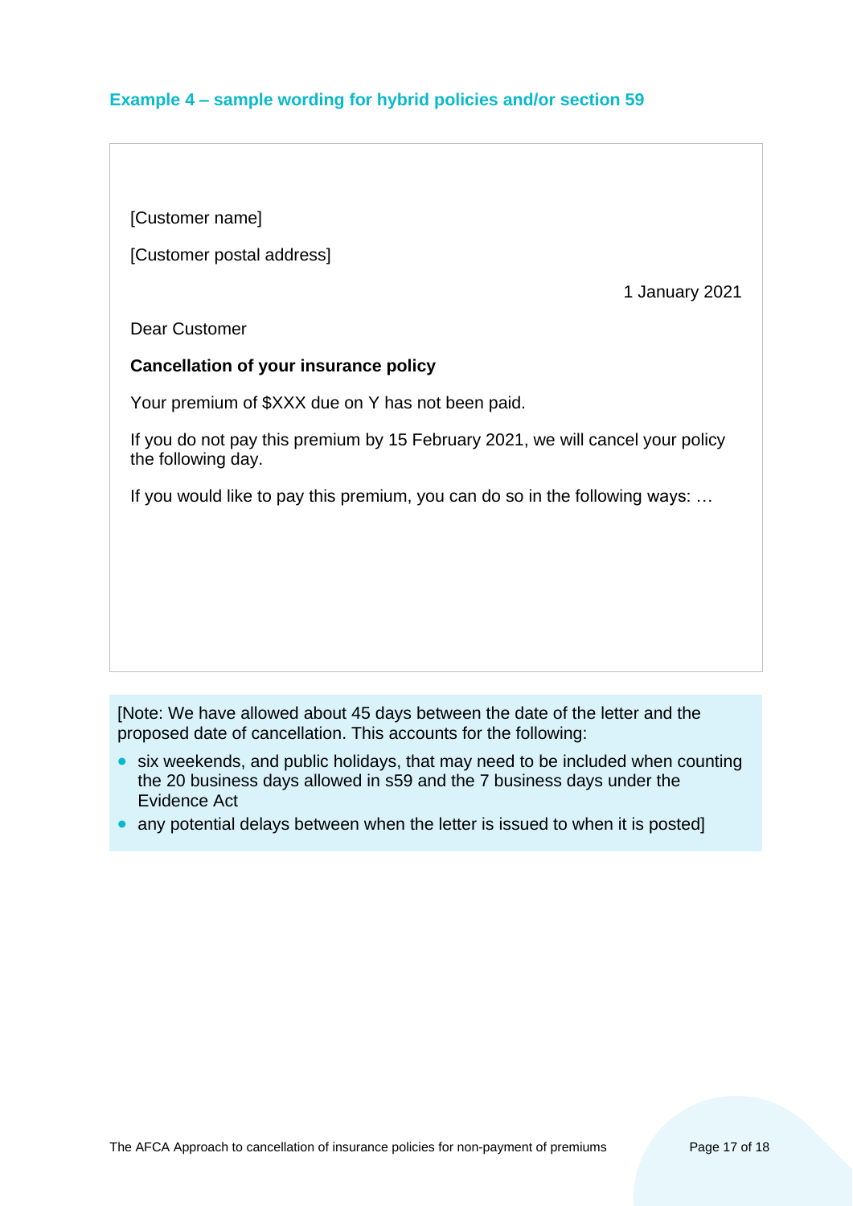### Example 4 – sample wording for hybrid policies and/or section 59

[Customer name]

[Customer postal address]

1 January 2021

Dear Customer

**Cancellation of your insurance policy**

Your premium of $XXX due on Y has not been paid.

If you do not pay this premium by 15 February 2021, we will cancel your policy the following day.

If you would like to pay this premium, you can do so in the following ways: …

[Note: We have allowed about 45 days between the date of the letter and the proposed date of cancellation. This accounts for the following:

- six weekends, and public holidays, that may need to be included when counting the 20 business days allowed in s59 and the 7 business days under the Evidence Act
- any potential delays between when the letter is issued to when it is posted]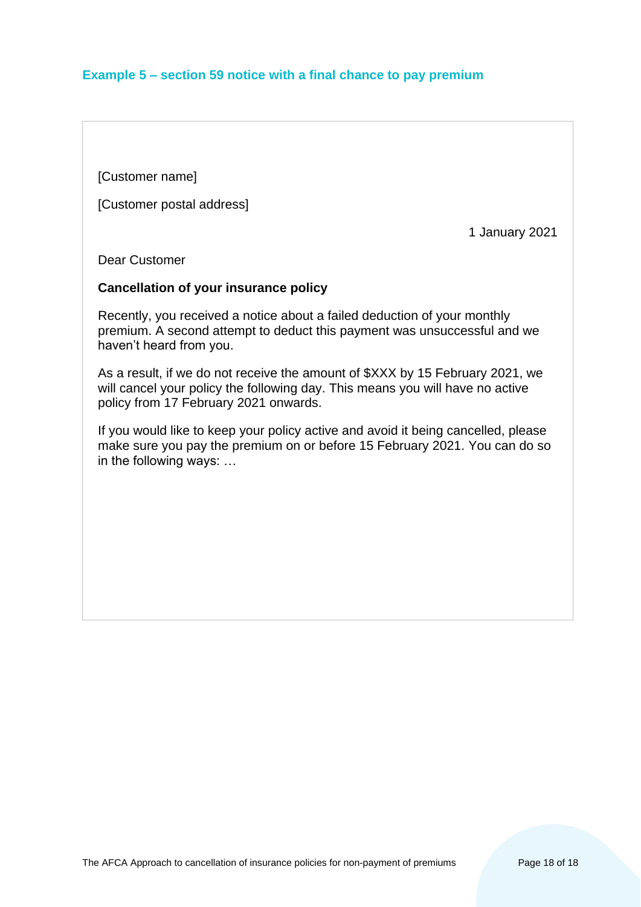### Example 5 – section 59 notice with a final chance to pay premium

[Customer name]

[Customer postal address]

1 January 2021

Dear Customer

**Cancellation of your insurance policy**

Recently, you received a notice about a failed deduction of your monthly premium. A second attempt to deduct this payment was unsuccessful and we haven't heard from you.

As a result, if we do not receive the amount of $XXX by 15 February 2021, we will cancel your policy the following day. This means you will have no active policy from 17 February 2021 onwards.

If you would like to keep your policy active and avoid it being cancelled, please make sure you pay the premium on or before 15 February 2021. You can do so in the following ways: …